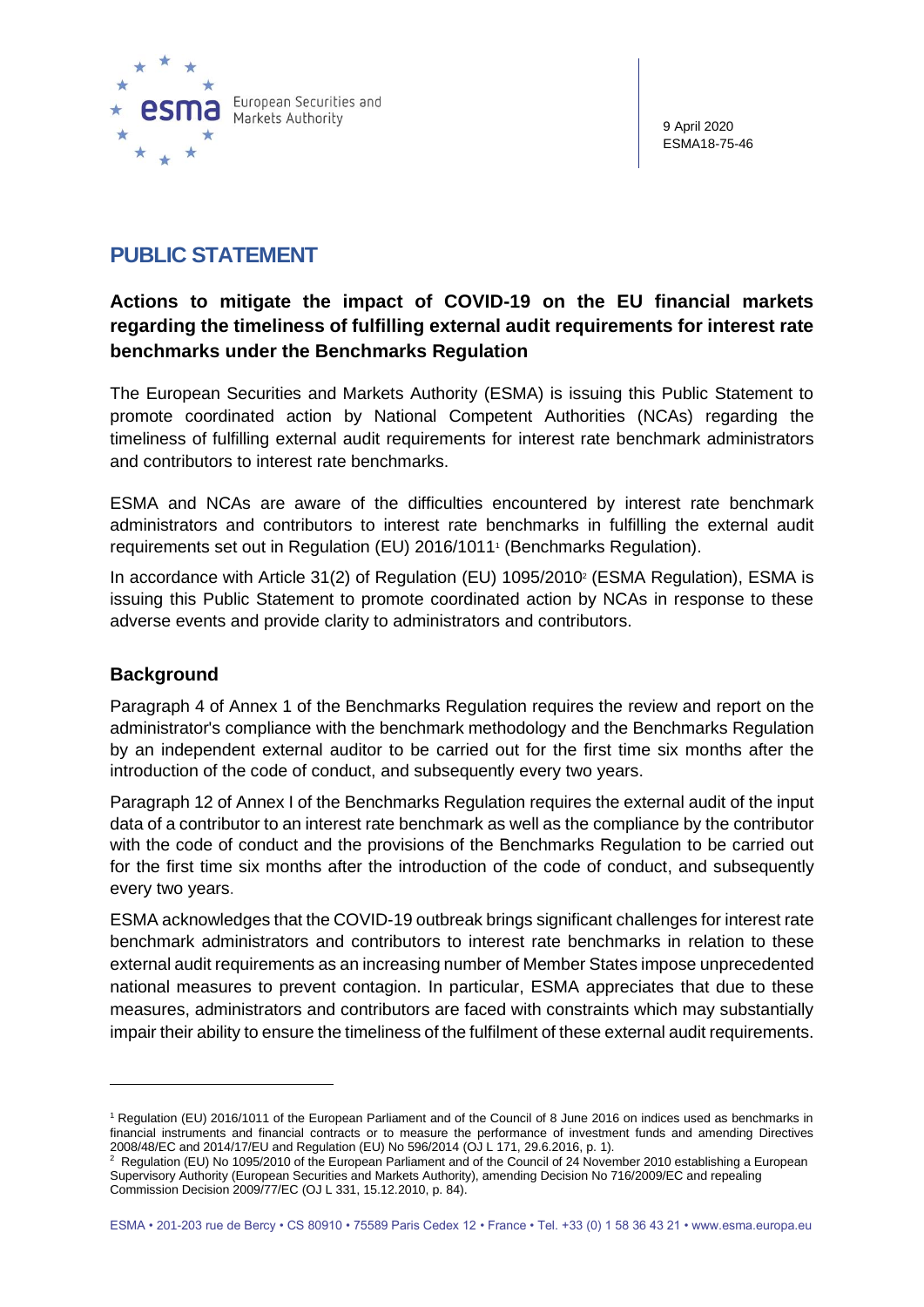9 April 2020
ESMA18-75-46

# PUBLIC STATEMENT

## Actions to mitigate the impact of COVID-19 on the EU financial markets regarding the timeliness of fulfilling external audit requirements for interest rate benchmarks under the Benchmarks Regulation

The European Securities and Markets Authority (ESMA) is issuing this Public Statement to promote coordinated action by National Competent Authorities (NCAs) regarding the timeliness of fulfilling external audit requirements for interest rate benchmark administrators and contributors to interest rate benchmarks.

ESMA and NCAs are aware of the difficulties encountered by interest rate benchmark administrators and contributors to interest rate benchmarks in fulfilling the external audit requirements set out in Regulation (EU) 2016/1011[1] (Benchmarks Regulation).

In accordance with Article 31(2) of Regulation (EU) 1095/2010[2] (ESMA Regulation), ESMA is issuing this Public Statement to promote coordinated action by NCAs in response to these adverse events and provide clarity to administrators and contributors.

### Background

Paragraph 4 of Annex 1 of the Benchmarks Regulation requires the review and report on the administrator's compliance with the benchmark methodology and the Benchmarks Regulation by an independent external auditor to be carried out for the first time six months after the introduction of the code of conduct, and subsequently every two years.

Paragraph 12 of Annex I of the Benchmarks Regulation requires the external audit of the input data of a contributor to an interest rate benchmark as well as the compliance by the contributor with the code of conduct and the provisions of the Benchmarks Regulation to be carried out for the first time six months after the introduction of the code of conduct, and subsequently every two years.

ESMA acknowledges that the COVID-19 outbreak brings significant challenges for interest rate benchmark administrators and contributors to interest rate benchmarks in relation to these external audit requirements as an increasing number of Member States impose unprecedented national measures to prevent contagion. In particular, ESMA appreciates that due to these measures, administrators and contributors are faced with constraints which may substantially impair their ability to ensure the timeliness of the fulfilment of these external audit requirements.

---

[1] Regulation (EU) 2016/1011 of the European Parliament and of the Council of 8 June 2016 on indices used as benchmarks in financial instruments and financial contracts or to measure the performance of investment funds and amending Directives 2008/48/EC and 2014/17/EU and Regulation (EU) No 596/2014 (OJ L 171, 29.6.2016, p. 1).

[2] Regulation (EU) No 1095/2010 of the European Parliament and of the Council of 24 November 2010 establishing a European Supervisory Authority (European Securities and Markets Authority), amending Decision No 716/2009/EC and repealing Commission Decision 2009/77/EC (OJ L 331, 15.12.2010, p. 84).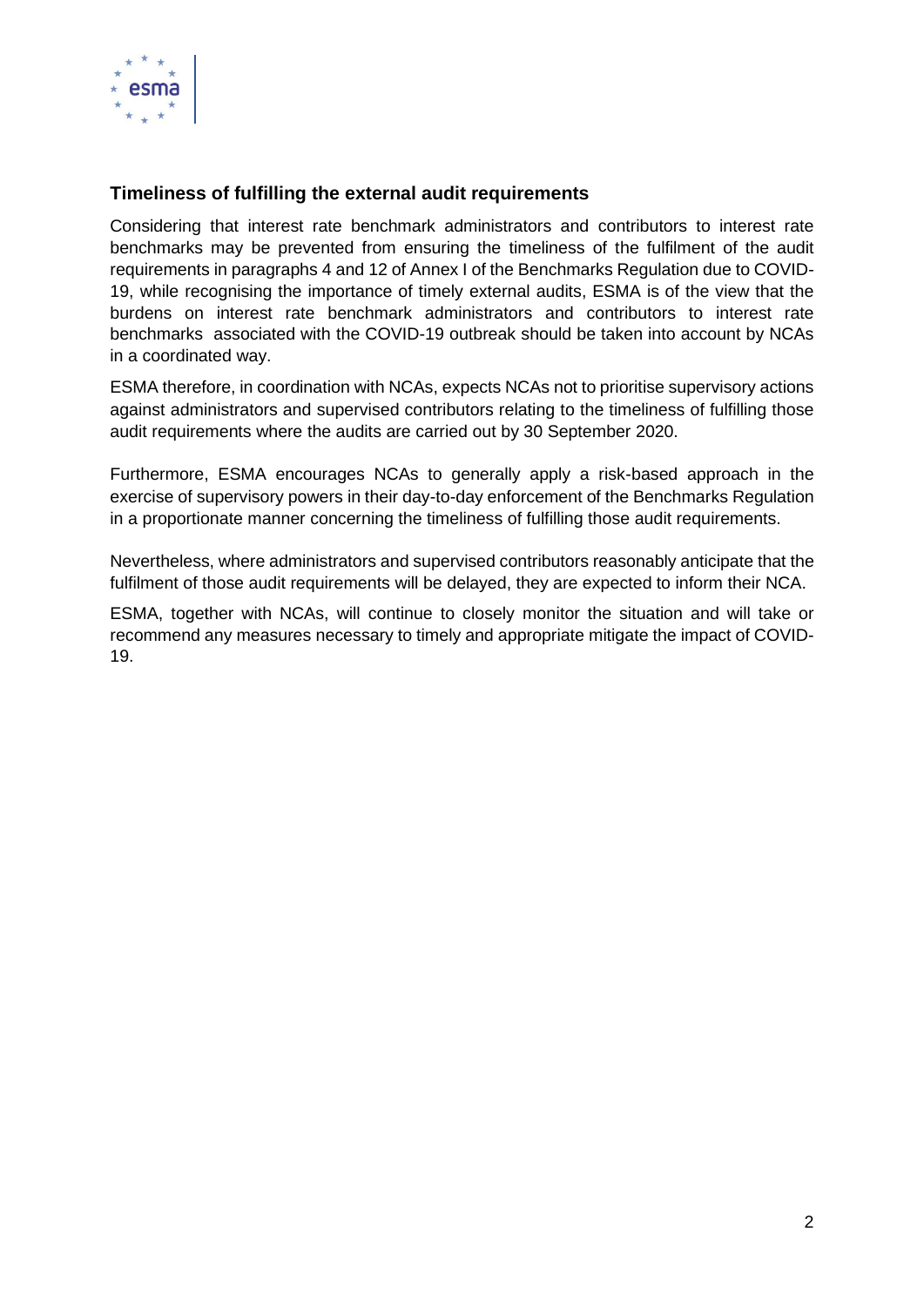## Timeliness of fulfilling the external audit requirements

Considering that interest rate benchmark administrators and contributors to interest rate benchmarks may be prevented from ensuring the timeliness of the fulfilment of the audit requirements in paragraphs 4 and 12 of Annex I of the Benchmarks Regulation due to COVID-19, while recognising the importance of timely external audits, ESMA is of the view that the burdens on interest rate benchmark administrators and contributors to interest rate benchmarks associated with the COVID-19 outbreak should be taken into account by NCAs in a coordinated way.

ESMA therefore, in coordination with NCAs, expects NCAs not to prioritise supervisory actions against administrators and supervised contributors relating to the timeliness of fulfilling those audit requirements where the audits are carried out by 30 September 2020.

Furthermore, ESMA encourages NCAs to generally apply a risk-based approach in the exercise of supervisory powers in their day-to-day enforcement of the Benchmarks Regulation in a proportionate manner concerning the timeliness of fulfilling those audit requirements.

Nevertheless, where administrators and supervised contributors reasonably anticipate that the fulfilment of those audit requirements will be delayed, they are expected to inform their NCA.

ESMA, together with NCAs, will continue to closely monitor the situation and will take or recommend any measures necessary to timely and appropriate mitigate the impact of COVID-19.